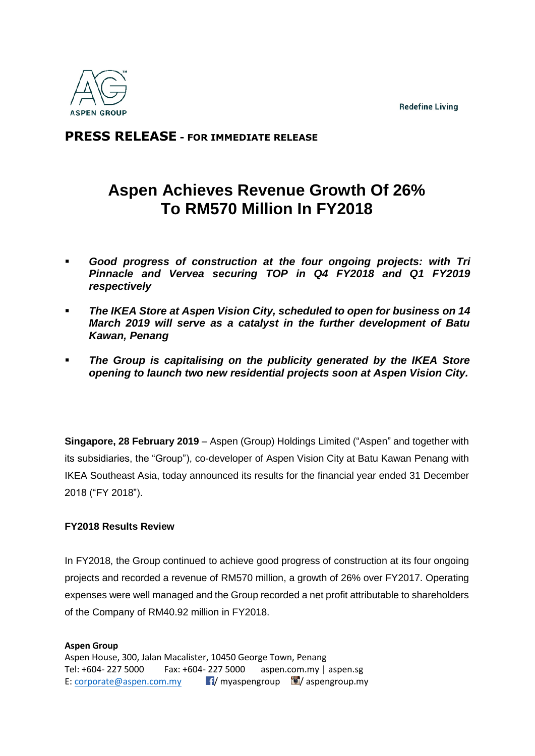**PRESS RELEASE - FOR IMMEDIATE RELEASE**

# Aspen Achieves Revenue Growth Of 26% To RM570 Million In FY2018

- ***Good progress of construction at the four ongoing projects: with Tri Pinnacle and Vervea securing TOP in Q4 FY2018 and Q1 FY2019 respectively***
- ***The IKEA Store at Aspen Vision City, scheduled to open for business on 14 March 2019 will serve as a catalyst in the further development of Batu Kawan, Penang***
- ***The Group is capitalising on the publicity generated by the IKEA Store opening to launch two new residential projects soon at Aspen Vision City.***

**Singapore, 28 February 2019** – Aspen (Group) Holdings Limited ("Aspen" and together with its subsidiaries, the "Group"), co-developer of Aspen Vision City at Batu Kawan Penang with IKEA Southeast Asia, today announced its results for the financial year ended 31 December 2018 ("FY 2018").

**FY2018 Results Review**

In FY2018, the Group continued to achieve good progress of construction at its four ongoing projects and recorded a revenue of RM570 million, a growth of 26% over FY2017. Operating expenses were well managed and the Group recorded a net profit attributable to shareholders of the Company of RM40.92 million in FY2018.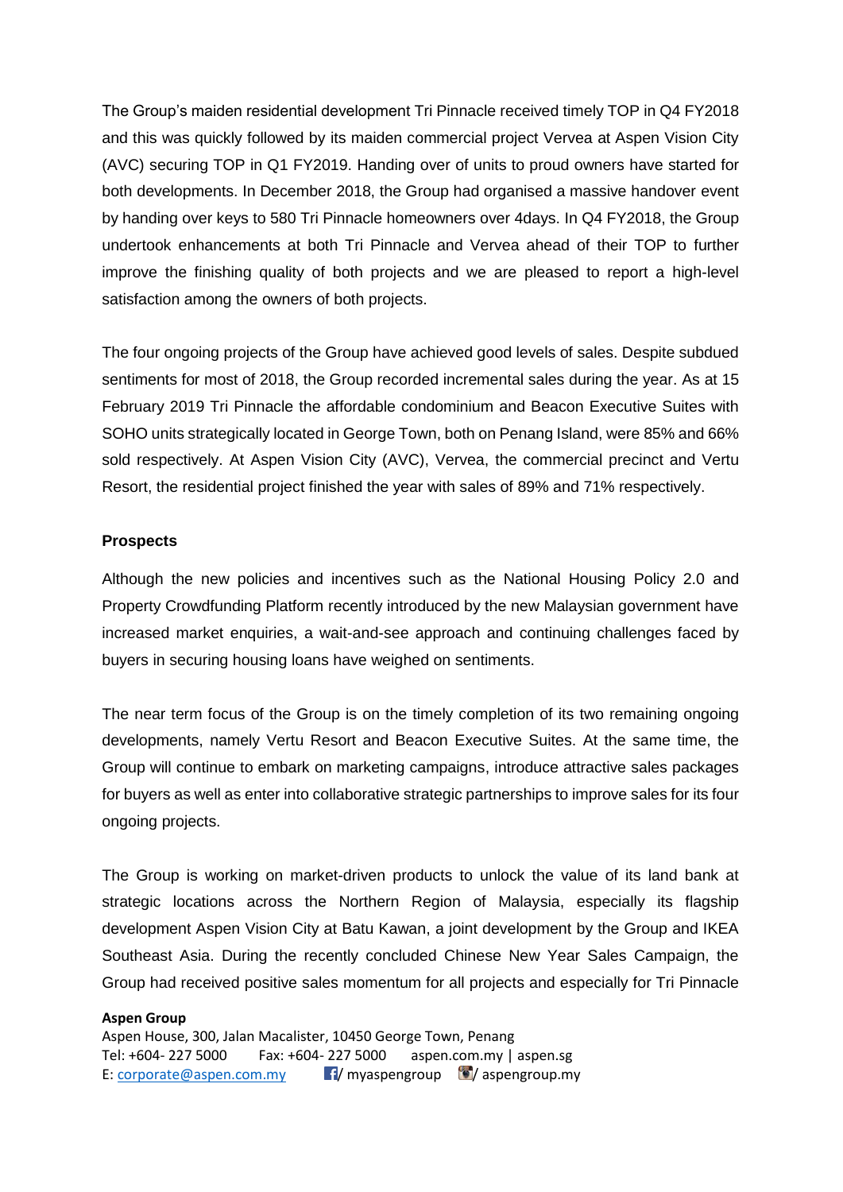The Group's maiden residential development Tri Pinnacle received timely TOP in Q4 FY2018 and this was quickly followed by its maiden commercial project Vervea at Aspen Vision City (AVC) securing TOP in Q1 FY2019. Handing over of units to proud owners have started for both developments. In December 2018, the Group had organised a massive handover event by handing over keys to 580 Tri Pinnacle homeowners over 4days. In Q4 FY2018, the Group undertook enhancements at both Tri Pinnacle and Vervea ahead of their TOP to further improve the finishing quality of both projects and we are pleased to report a high-level satisfaction among the owners of both projects.

The four ongoing projects of the Group have achieved good levels of sales. Despite subdued sentiments for most of 2018, the Group recorded incremental sales during the year. As at 15 February 2019 Tri Pinnacle the affordable condominium and Beacon Executive Suites with SOHO units strategically located in George Town, both on Penang Island, were 85% and 66% sold respectively. At Aspen Vision City (AVC), Vervea, the commercial precinct and Vertu Resort, the residential project finished the year with sales of 89% and 71% respectively.

**Prospects**

Although the new policies and incentives such as the National Housing Policy 2.0 and Property Crowdfunding Platform recently introduced by the new Malaysian government have increased market enquiries, a wait-and-see approach and continuing challenges faced by buyers in securing housing loans have weighed on sentiments.

The near term focus of the Group is on the timely completion of its two remaining ongoing developments, namely Vertu Resort and Beacon Executive Suites. At the same time, the Group will continue to embark on marketing campaigns, introduce attractive sales packages for buyers as well as enter into collaborative strategic partnerships to improve sales for its four ongoing projects.

The Group is working on market-driven products to unlock the value of its land bank at strategic locations across the Northern Region of Malaysia, especially its flagship development Aspen Vision City at Batu Kawan, a joint development by the Group and IKEA Southeast Asia. During the recently concluded Chinese New Year Sales Campaign, the Group had received positive sales momentum for all projects and especially for Tri Pinnacle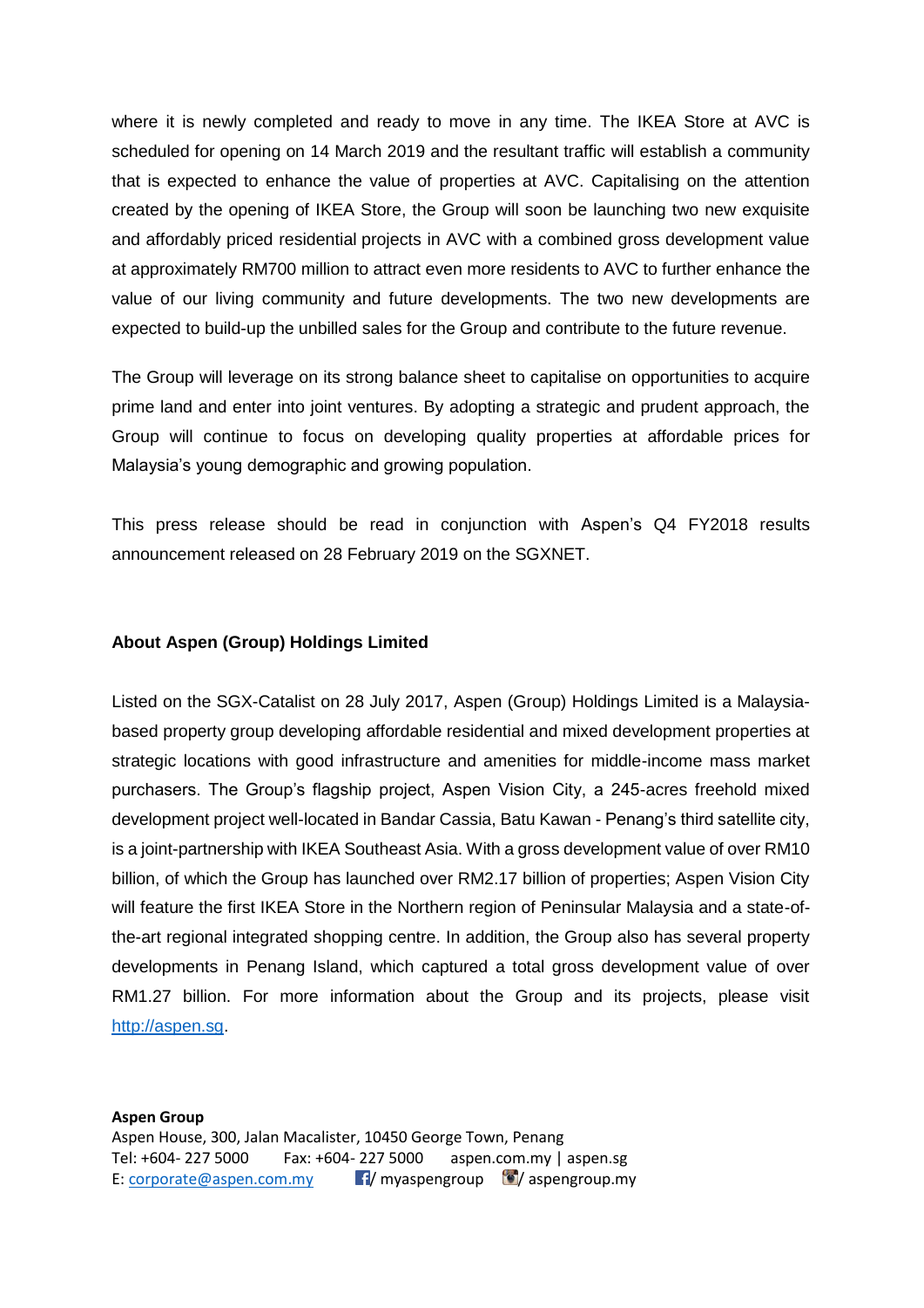where it is newly completed and ready to move in any time. The IKEA Store at AVC is scheduled for opening on 14 March 2019 and the resultant traffic will establish a community that is expected to enhance the value of properties at AVC. Capitalising on the attention created by the opening of IKEA Store, the Group will soon be launching two new exquisite and affordably priced residential projects in AVC with a combined gross development value at approximately RM700 million to attract even more residents to AVC to further enhance the value of our living community and future developments. The two new developments are expected to build-up the unbilled sales for the Group and contribute to the future revenue.

The Group will leverage on its strong balance sheet to capitalise on opportunities to acquire prime land and enter into joint ventures. By adopting a strategic and prudent approach, the Group will continue to focus on developing quality properties at affordable prices for Malaysia's young demographic and growing population.

This press release should be read in conjunction with Aspen's Q4 FY2018 results announcement released on 28 February 2019 on the SGXNET.

**About Aspen (Group) Holdings Limited**

Listed on the SGX-Catalist on 28 July 2017, Aspen (Group) Holdings Limited is a Malaysia-based property group developing affordable residential and mixed development properties at strategic locations with good infrastructure and amenities for middle-income mass market purchasers. The Group's flagship project, Aspen Vision City, a 245-acres freehold mixed development project well-located in Bandar Cassia, Batu Kawan - Penang's third satellite city, is a joint-partnership with IKEA Southeast Asia. With a gross development value of over RM10 billion, of which the Group has launched over RM2.17 billion of properties; Aspen Vision City will feature the first IKEA Store in the Northern region of Peninsular Malaysia and a state-of-the-art regional integrated shopping centre. In addition, the Group also has several property developments in Penang Island, which captured a total gross development value of over RM1.27 billion. For more information about the Group and its projects, please visit [http://aspen.sg](http://aspen.sg).

**Aspen Group**
Aspen House, 300, Jalan Macalister, 10450 George Town, Penang
Tel: +604- 227 5000 Fax: +604- 227 5000 aspen.com.my | aspen.sg
E: [corporate@aspen.com.my](mailto:corporate@aspen.com.my) / myaspengroup / aspengroup.my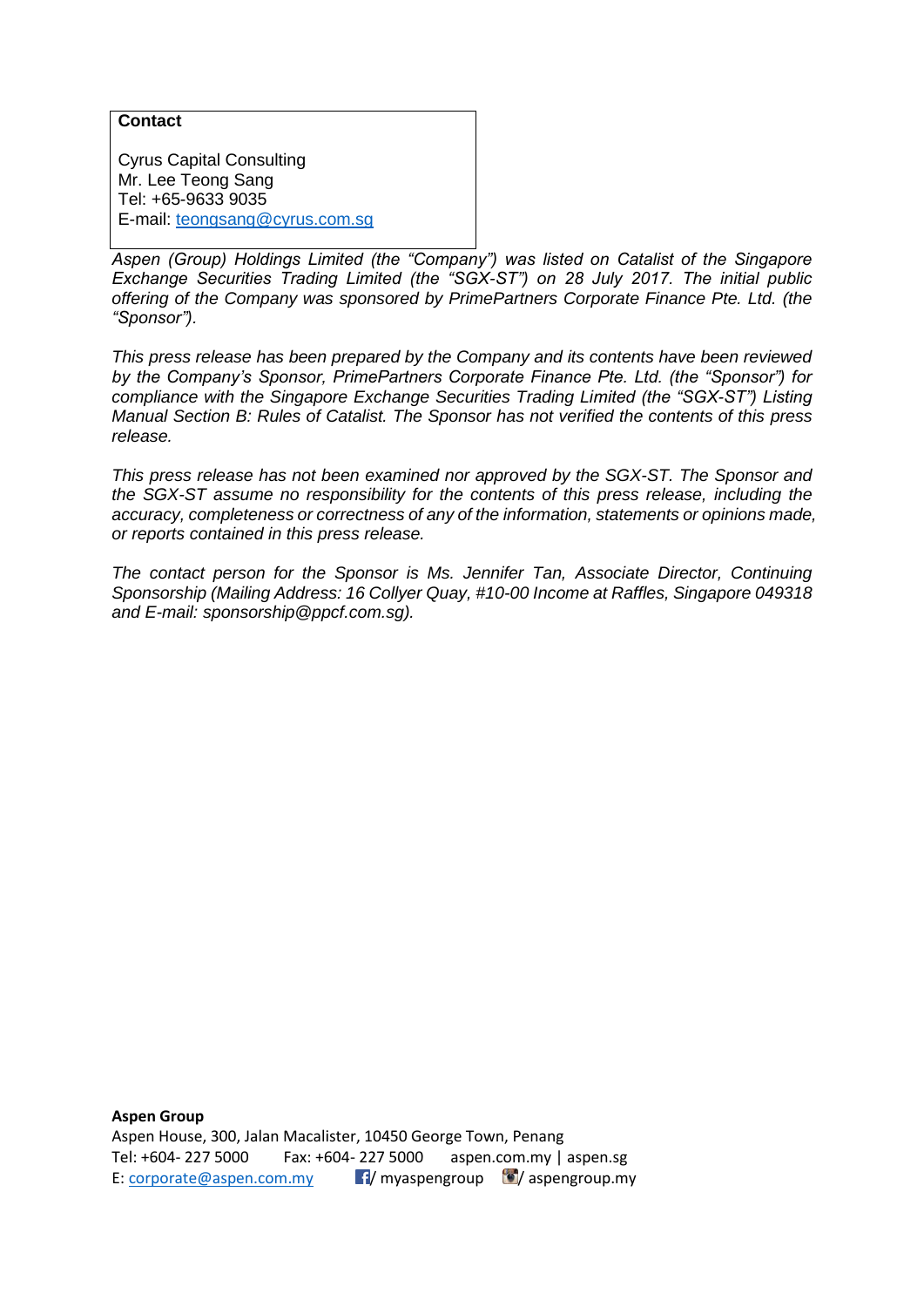**Contact**

Cyrus Capital Consulting
Mr. Lee Teong Sang
Tel: +65-9633 9035
E-mail: teongsang@cyrus.com.sg

*Aspen (Group) Holdings Limited (the "Company") was listed on Catalist of the Singapore Exchange Securities Trading Limited (the "SGX-ST") on 28 July 2017. The initial public offering of the Company was sponsored by PrimePartners Corporate Finance Pte. Ltd. (the "Sponsor").*

*This press release has been prepared by the Company and its contents have been reviewed by the Company's Sponsor, PrimePartners Corporate Finance Pte. Ltd. (the "Sponsor") for compliance with the Singapore Exchange Securities Trading Limited (the "SGX-ST") Listing Manual Section B: Rules of Catalist. The Sponsor has not verified the contents of this press release.*

*This press release has not been examined nor approved by the SGX-ST. The Sponsor and the SGX-ST assume no responsibility for the contents of this press release, including the accuracy, completeness or correctness of any of the information, statements or opinions made, or reports contained in this press release.*

*The contact person for the Sponsor is Ms. Jennifer Tan, Associate Director, Continuing Sponsorship (Mailing Address: 16 Collyer Quay, #10-00 Income at Raffles, Singapore 049318 and E-mail: sponsorship@ppcf.com.sg).*

**Aspen Group**
Aspen House, 300, Jalan Macalister, 10450 George Town, Penang
Tel: +604- 227 5000 Fax: +604- 227 5000 aspen.com.my | aspen.sg
E: corporate@aspen.com.my / myaspengroup / aspengroup.my